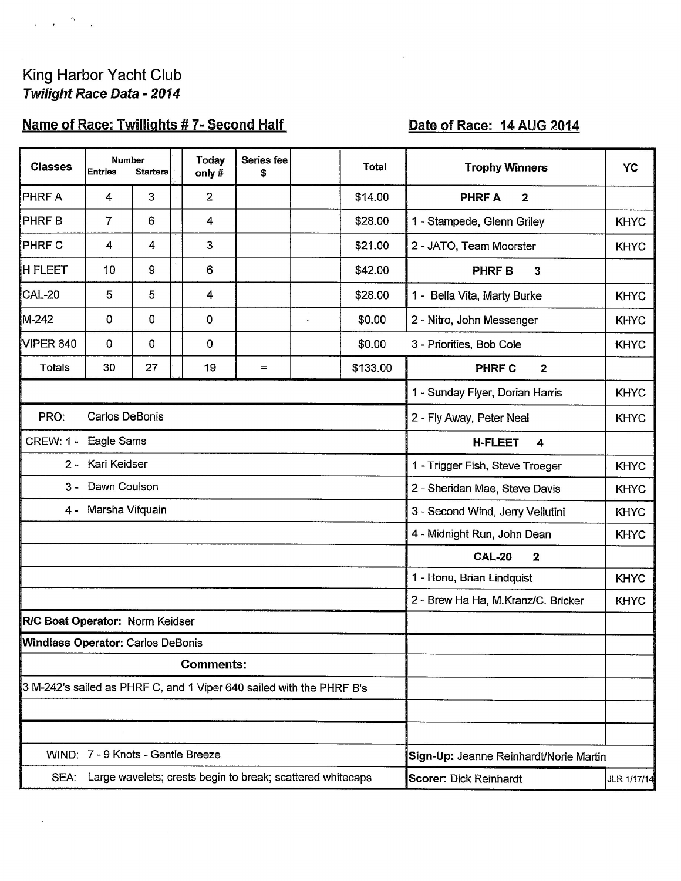# King Harbor Yacht Club

***Twilight Race Data - 2014***

**Name of Race: Twillights # 7- Second Half**

**Date of Race: 14 AUG 2014**

| Classes | Number Entries | Starters | | Today only # | Series fee $ | | Total |
|---|---|---|---|---|---|---|---|
| PHRF A | 4 | 3 | | 2 | | | $14.00 |
| PHRF B | 7 | 6 | | 4 | | | $28.00 |
| PHRF C | 4 | 4 | | 3 | | | $21.00 |
| H FLEET | 10 | 9 | | 6 | | | $42.00 |
| CAL-20 | 5 | 5 | | 4 | | | $28.00 |
| M-242 | 0 | 0 | | 0 | | | $0.00 |
| VIPER 640 | 0 | 0 | | 0 | | | $0.00 |
| Totals | 30 | 27 | | 19 | = | | $133.00 |

PRO: Carlos DeBonis

CREW:
1 - Eagle Sams
2 - Kari Keidser
3 - Dawn Coulson
4 - Marsha Vifquain

**R/C Boat Operator:** Norm Keidser

**Windlass Operator:** Carlos DeBonis

**Comments:**

3 M-242's sailed as PHRF C, and 1 Viper 640 sailed with the PHRF B's

WIND: 7 - 9 Knots - Gentle Breeze

SEA: Large wavelets; crests begin to break; scattered whitecaps

| Trophy Winners | YC |
|---|---|
| **PHRF A 2** | |
| 1 - Stampede, Glenn Griley | KHYC |
| 2 - JATO, Team Moorster | KHYC |
| **PHRF B 3** | |
| 1 - Bella Vita, Marty Burke | KHYC |
| 2 - Nitro, John Messenger | KHYC |
| 3 - Priorities, Bob Cole | KHYC |
| **PHRF C 2** | |
| 1 - Sunday Flyer, Dorian Harris | KHYC |
| 2 - Fly Away, Peter Neal | KHYC |
| **H-FLEET 4** | |
| 1 - Trigger Fish, Steve Troeger | KHYC |
| 2 - Sheridan Mae, Steve Davis | KHYC |
| 3 - Second Wind, Jerry Vellutini | KHYC |
| 4 - Midnight Run, John Dean | KHYC |
| **CAL-20 2** | |
| 1 - Honu, Brian Lindquist | KHYC |
| 2 - Brew Ha Ha, M.Kranz/C. Bricker | KHYC |

**Sign-Up:** Jeanne Reinhardt/Norie Martin

**Scorer:** Dick Reinhardt

JLR 1/17/14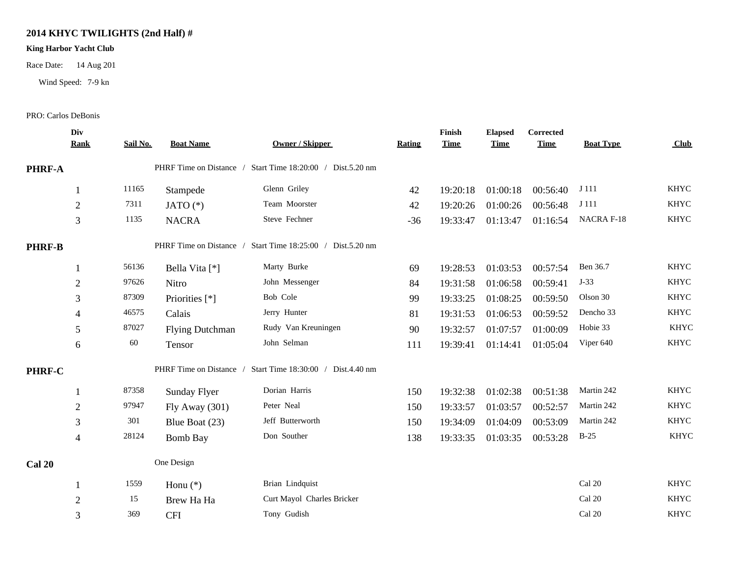# 2014 KHYC TWILIGHTS (2nd Half) #

**King Harbor Yacht Club**

Race Date: 14 Aug 201

Wind Speed: 7-9 kn

PRO: Carlos DeBonis

| Div Rank | Sail No. | Boat Name | Owner / Skipper | Rating | Finish Time | Elapsed Time | Corrected Time | Boat Type | Club |
|---|---|---|---|---|---|---|---|---|---|
| **PHRF-A** | | PHRF Time on Distance / Start Time 18:20:00 / Dist.5.20 nm | | | | | | | |
| 1 | 11165 | Stampede | Glenn Griley | 42 | 19:20:18 | 01:00:18 | 00:56:40 | J 111 | KHYC |
| 2 | 7311 | JATO (*) | Team Moorster | 42 | 19:20:26 | 01:00:26 | 00:56:48 | J 111 | KHYC |
| 3 | 1135 | NACRA | Steve Fechner | -36 | 19:33:47 | 01:13:47 | 01:16:54 | NACRA F-18 | KHYC |
| **PHRF-B** | | PHRF Time on Distance / Start Time 18:25:00 / Dist.5.20 nm | | | | | | | |
| 1 | 56136 | Bella Vita [*] | Marty Burke | 69 | 19:28:53 | 01:03:53 | 00:57:54 | Ben 36.7 | KHYC |
| 2 | 97626 | Nitro | John Messenger | 84 | 19:31:58 | 01:06:58 | 00:59:41 | J-33 | KHYC |
| 3 | 87309 | Priorities [*] | Bob Cole | 99 | 19:33:25 | 01:08:25 | 00:59:50 | Olson 30 | KHYC |
| 4 | 46575 | Calais | Jerry Hunter | 81 | 19:31:53 | 01:06:53 | 00:59:52 | Dencho 33 | KHYC |
| 5 | 87027 | Flying Dutchman | Rudy Van Kreuningen | 90 | 19:32:57 | 01:07:57 | 01:00:09 | Hobie 33 | KHYC |
| 6 | 60 | Tensor | John Selman | 111 | 19:39:41 | 01:14:41 | 01:05:04 | Viper 640 | KHYC |
| **PHRF-C** | | PHRF Time on Distance / Start Time 18:30:00 / Dist.4.40 nm | | | | | | | |
| 1 | 87358 | Sunday Flyer | Dorian Harris | 150 | 19:32:38 | 01:02:38 | 00:51:38 | Martin 242 | KHYC |
| 2 | 97947 | Fly Away (301) | Peter Neal | 150 | 19:33:57 | 01:03:57 | 00:52:57 | Martin 242 | KHYC |
| 3 | 301 | Blue Boat (23) | Jeff Butterworth | 150 | 19:34:09 | 01:04:09 | 00:53:09 | Martin 242 | KHYC |
| 4 | 28124 | Bomb Bay | Don Souther | 138 | 19:33:35 | 01:03:35 | 00:53:28 | B-25 | KHYC |
| **Cal 20** | | One Design | | | | | | | |
| 1 | 1559 | Honu (*) | Brian Lindquist | | | | | Cal 20 | KHYC |
| 2 | 15 | Brew Ha Ha | Curt Mayol Charles Bricker | | | | | Cal 20 | KHYC |
| 3 | 369 | CFI | Tony Gudish | | | | | Cal 20 | KHYC |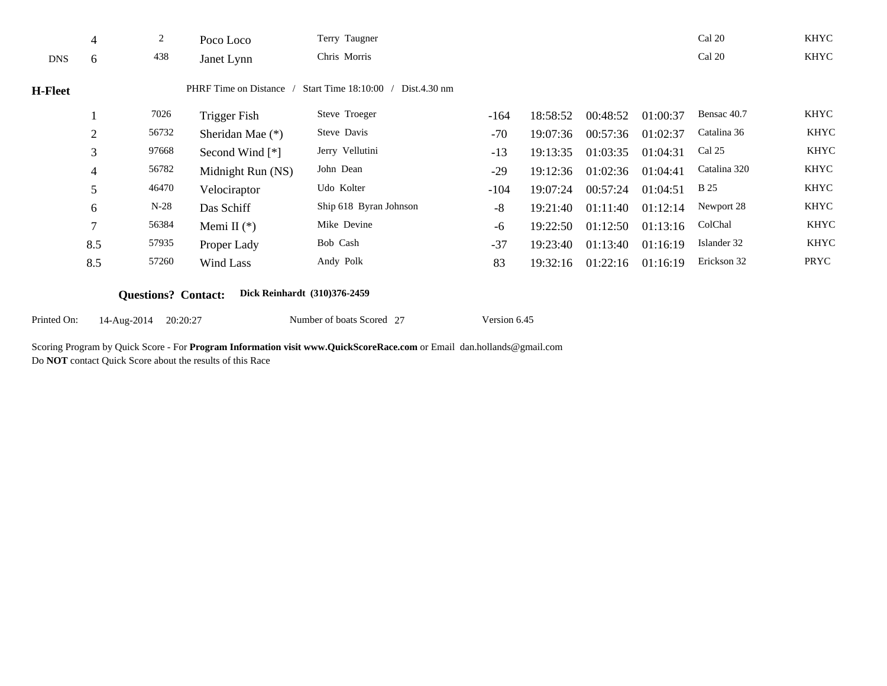| | | | | | | | | | | | |
|---|---|---|---|---|---|---|---|---|---|---|---|
| | 4 | 2 | Poco Loco | Terry Taugner | | | | | | Cal 20 | KHYC |
| DNS | 6 | 438 | Janet Lynn | Chris Morris | | | | | | Cal 20 | KHYC |

**H-Fleet**

PHRF Time on Distance / Start Time 18:10:00 / Dist.4.30 nm

| | | | | | | | | | | |
|---|---|---|---|---|---|---|---|---|---|---|
| 1 | 7026 | Trigger Fish | Steve Troeger | -164 | 18:58:52 | 00:48:52 | 01:00:37 | Bensac 40.7 | KHYC |
| 2 | 56732 | Sheridan Mae (*) | Steve Davis | -70 | 19:07:36 | 00:57:36 | 01:02:37 | Catalina 36 | KHYC |
| 3 | 97668 | Second Wind [*] | Jerry Vellutini | -13 | 19:13:35 | 01:03:35 | 01:04:31 | Cal 25 | KHYC |
| 4 | 56782 | Midnight Run (NS) | John Dean | -29 | 19:12:36 | 01:02:36 | 01:04:41 | Catalina 320 | KHYC |
| 5 | 46470 | Velociraptor | Udo Kolter | -104 | 19:07:24 | 00:57:24 | 01:04:51 | B 25 | KHYC |
| 6 | N-28 | Das Schiff | Ship 618 Byran Johnson | -8 | 19:21:40 | 01:11:40 | 01:12:14 | Newport 28 | KHYC |
| 7 | 56384 | Memi II (*) | Mike Devine | -6 | 19:22:50 | 01:12:50 | 01:13:16 | ColChal | KHYC |
| 8.5 | 57935 | Proper Lady | Bob Cash | -37 | 19:23:40 | 01:13:40 | 01:16:19 | Islander 32 | KHYC |
| 8.5 | 57260 | Wind Lass | Andy Polk | 83 | 19:32:16 | 01:22:16 | 01:16:19 | Erickson 32 | PRYC |

**Questions? Contact:** **Dick Reinhardt (310)376-2459**

Printed On: 14-Aug-2014 20:20:27 Number of boats Scored 27 Version 6.45

Scoring Program by Quick Score - For **Program Information visit www.QuickScoreRace.com** or Email dan.hollands@gmail.com
Do **NOT** contact Quick Score about the results of this Race